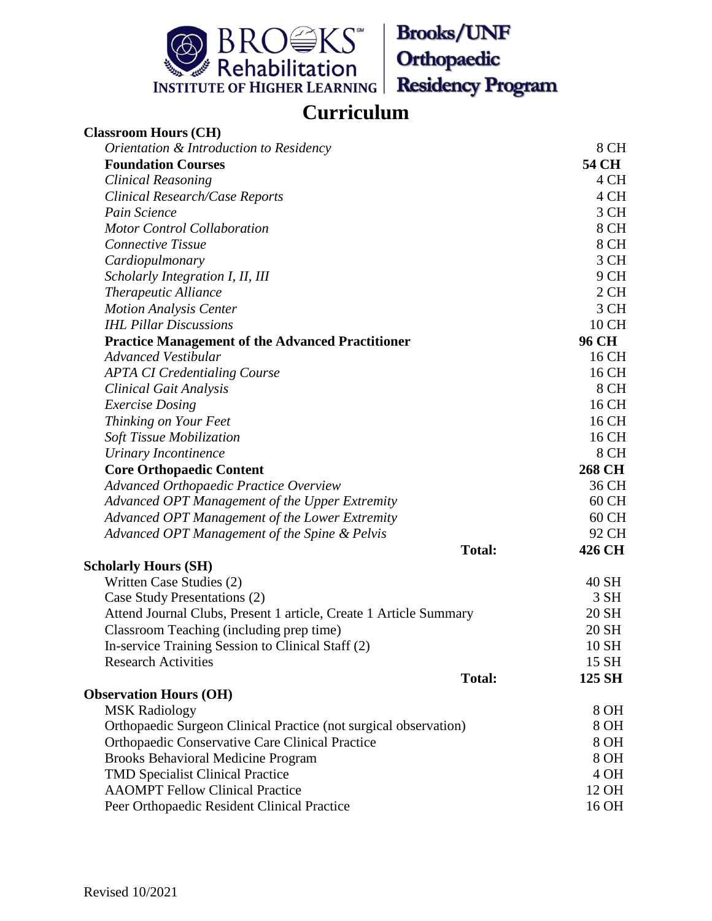**Brooks/UNF Orthopaedic Residency Program**

BROOKS Rehabilitation INSTITUTE OF HIGHER LEARNING

# Curriculum

| **Classroom Hours (CH)** | |
|---|---|
| *Orientation & Introduction to Residency* | 8 CH |
| **Foundation Courses** | **54 CH** |
| *Clinical Reasoning* | 4 CH |
| *Clinical Research/Case Reports* | 4 CH |
| *Pain Science* | 3 CH |
| *Motor Control Collaboration* | 8 CH |
| *Connective Tissue* | 8 CH |
| *Cardiopulmonary* | 3 CH |
| *Scholarly Integration I, II, III* | 9 CH |
| *Therapeutic Alliance* | 2 CH |
| *Motion Analysis Center* | 3 CH |
| *IHL Pillar Discussions* | 10 CH |
| **Practice Management of the Advanced Practitioner** | **96 CH** |
| *Advanced Vestibular* | 16 CH |
| *APTA CI Credentialing Course* | 16 CH |
| *Clinical Gait Analysis* | 8 CH |
| *Exercise Dosing* | 16 CH |
| *Thinking on Your Feet* | 16 CH |
| *Soft Tissue Mobilization* | 16 CH |
| *Urinary Incontinence* | 8 CH |
| **Core Orthopaedic Content** | **268 CH** |
| *Advanced Orthopaedic Practice Overview* | 36 CH |
| *Advanced OPT Management of the Upper Extremity* | 60 CH |
| *Advanced OPT Management of the Lower Extremity* | 60 CH |
| *Advanced OPT Management of the Spine & Pelvis* | 92 CH |
| **Total:** | **426 CH** |

| **Scholarly Hours (SH)** | |
|---|---|
| Written Case Studies (2) | 40 SH |
| Case Study Presentations (2) | 3 SH |
| Attend Journal Clubs, Present 1 article, Create 1 Article Summary | 20 SH |
| Classroom Teaching (including prep time) | 20 SH |
| In-service Training Session to Clinical Staff (2) | 10 SH |
| Research Activities | 15 SH |
| **Total:** | **125 SH** |

| **Observation Hours (OH)** | |
|---|---|
| MSK Radiology | 8 OH |
| Orthopaedic Surgeon Clinical Practice (not surgical observation) | 8 OH |
| Orthopaedic Conservative Care Clinical Practice | 8 OH |
| Brooks Behavioral Medicine Program | 8 OH |
| TMD Specialist Clinical Practice | 4 OH |
| AAOMPT Fellow Clinical Practice | 12 OH |
| Peer Orthopaedic Resident Clinical Practice | 16 OH |

Revised 10/2021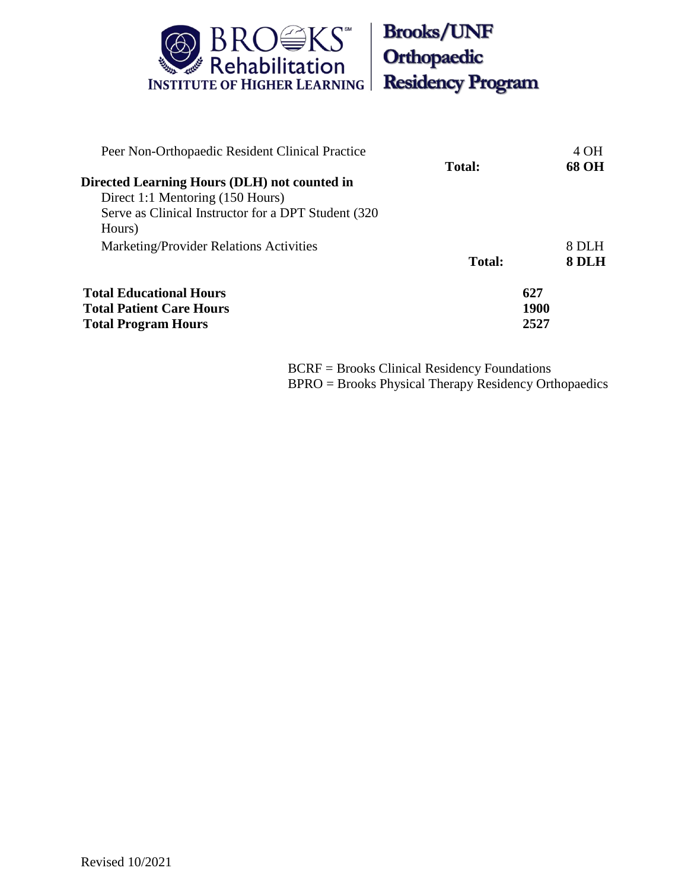**Brooks Rehabilitation Institute of Higher Learning** | **Brooks/UNF Orthopaedic Residency Program**

| | | |
|---|---|---|
| Peer Non-Orthopaedic Resident Clinical Practice | | 4 OH |
| | **Total:** | **68 OH** |
| **Directed Learning Hours (DLH) not counted in** | | |
| Direct 1:1 Mentoring (150 Hours) | | |
| Serve as Clinical Instructor for a DPT Student (320 Hours) | | |
| Marketing/Provider Relations Activities | | 8 DLH |
| | **Total:** | **8 DLH** |

| | |
|---|---|
| **Total Educational Hours** | **627** |
| **Total Patient Care Hours** | **1900** |
| **Total Program Hours** | **2527** |

BCRF = Brooks Clinical Residency Foundations
BPRO = Brooks Physical Therapy Residency Orthopaedics

Revised 10/2021